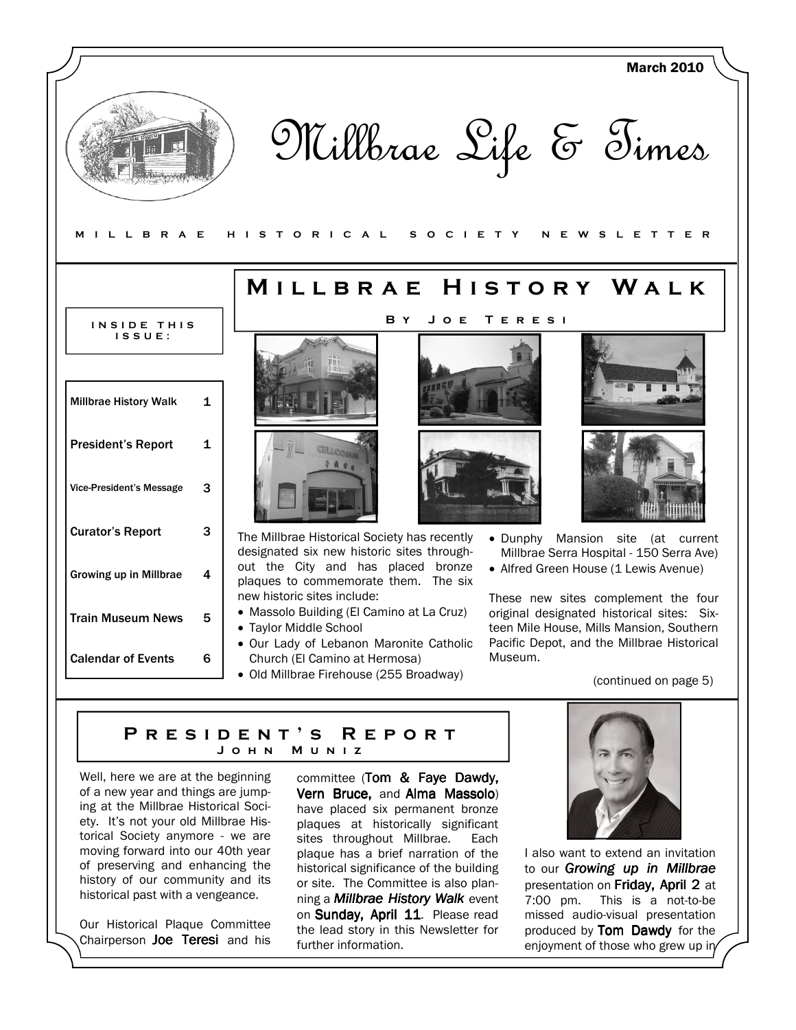March 2010

# Millbrae Life & Times

MILLBRAE HISTORICAL SOCIETY NEWSLETTER

**INSIDE THIS ISSUE:**

| | |
|---|---|
| Millbrae History Walk | 1 |
| President's Report | 1 |
| Vice-President's Message | 3 |
| Curator's Report | 3 |
| Growing up in Millbrae | 4 |
| Train Museum News | 5 |
| Calendar of Events | 6 |

## Millbrae History Walk

### By Joe Teresi

The Millbrae Historical Society has recently designated six new historic sites throughout the City and has placed bronze plaques to commemorate them. The six new historic sites include:

- Massolo Building (El Camino at La Cruz)
- Taylor Middle School
- Our Lady of Lebanon Maronite Catholic Church (El Camino at Hermosa)
- Old Millbrae Firehouse (255 Broadway)
- Dunphy Mansion site (at current Millbrae Serra Hospital - 150 Serra Ave)
- Alfred Green House (1 Lewis Avenue)

These new sites complement the four original designated historical sites: Sixteen Mile House, Mills Mansion, Southern Pacific Depot, and the Millbrae Historical Museum.

(continued on page 5)

## President's Report

### John Muniz

Well, here we are at the beginning of a new year and things are jumping at the Millbrae Historical Society. It's not your old Millbrae Historical Society anymore - we are moving forward into our 40th year of preserving and enhancing the history of our community and its historical past with a vengeance.

Our Historical Plaque Committee Chairperson **Joe Teresi** and his committee (**Tom & Faye Dawdy, Vern Bruce,** and **Alma Massolo**) have placed six permanent bronze plaques at historically significant sites throughout Millbrae. Each plaque has a brief narration of the historical significance of the building or site. The Committee is also planning a ***Millbrae History Walk*** event on **Sunday, April 11**. Please read the lead story in this Newsletter for further information.

I also want to extend an invitation to our ***Growing up in Millbrae*** presentation on **Friday, April 2** at 7:00 pm. This is a not-to-be missed audio-visual presentation produced by **Tom Dawdy** for the enjoyment of those who grew up in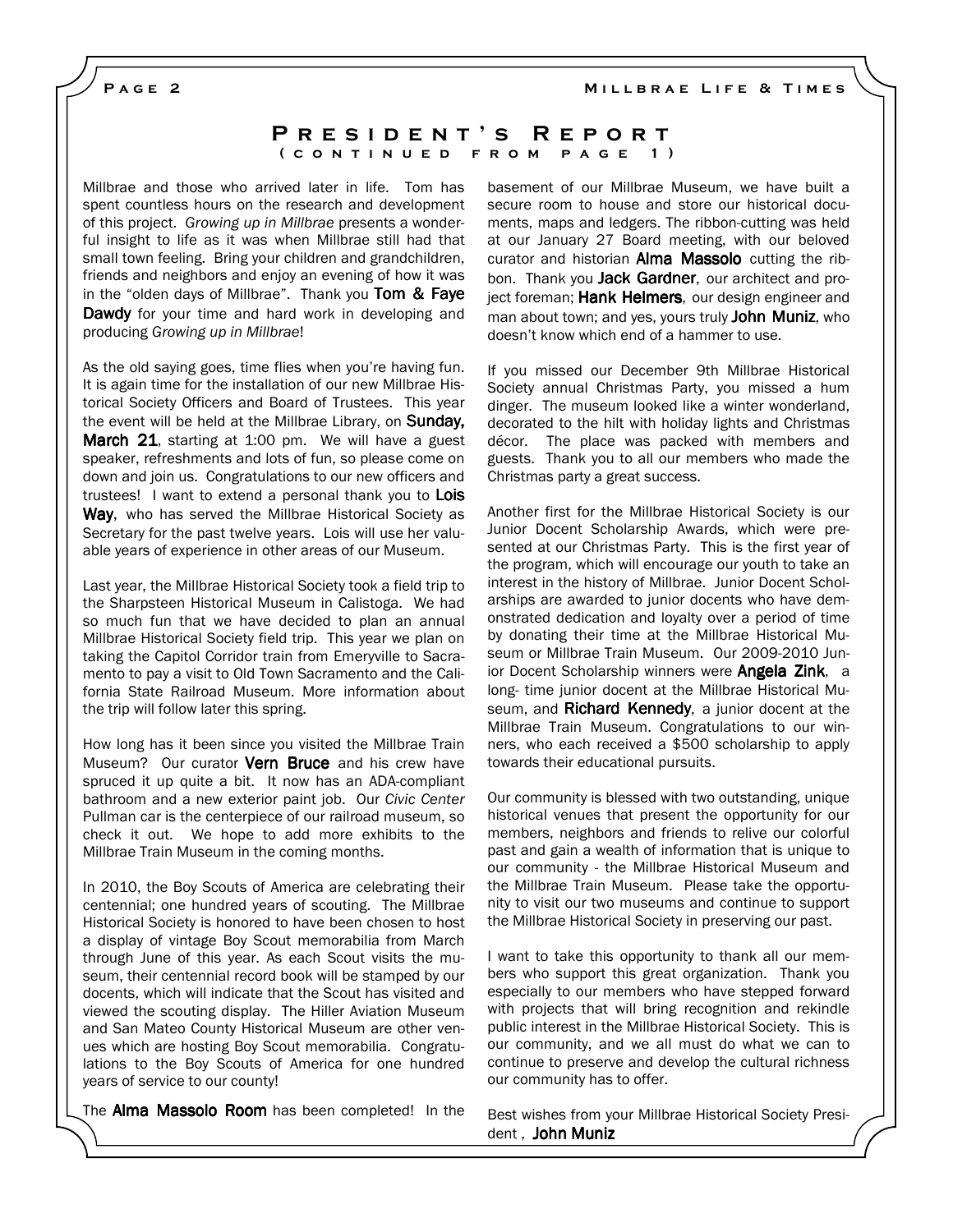## President's Report
### (continued from page 1)

Millbrae and those who arrived later in life. Tom has spent countless hours on the research and development of this project. *Growing up in Millbrae* presents a wonderful insight to life as it was when Millbrae still had that small town feeling. Bring your children and grandchildren, friends and neighbors and enjoy an evening of how it was in the "olden days of Millbrae". Thank you **Tom & Faye Dawdy** for your time and hard work in developing and producing *Growing up in Millbrae*!

As the old saying goes, time flies when you're having fun. It is again time for the installation of our new Millbrae Historical Society Officers and Board of Trustees. This year the event will be held at the Millbrae Library, on **Sunday, March 21**, starting at 1:00 pm. We will have a guest speaker, refreshments and lots of fun, so please come on down and join us. Congratulations to our new officers and trustees! I want to extend a personal thank you to **Lois Way**, who has served the Millbrae Historical Society as Secretary for the past twelve years. Lois will use her valuable years of experience in other areas of our Museum.

Last year, the Millbrae Historical Society took a field trip to the Sharpsteen Historical Museum in Calistoga. We had so much fun that we have decided to plan an annual Millbrae Historical Society field trip. This year we plan on taking the Capitol Corridor train from Emeryville to Sacramento to pay a visit to Old Town Sacramento and the California State Railroad Museum. More information about the trip will follow later this spring.

How long has it been since you visited the Millbrae Train Museum? Our curator **Vern Bruce** and his crew have spruced it up quite a bit. It now has an ADA-compliant bathroom and a new exterior paint job. Our *Civic Center* Pullman car is the centerpiece of our railroad museum, so check it out. We hope to add more exhibits to the Millbrae Train Museum in the coming months.

In 2010, the Boy Scouts of America are celebrating their centennial; one hundred years of scouting. The Millbrae Historical Society is honored to have been chosen to host a display of vintage Boy Scout memorabilia from March through June of this year. As each Scout visits the museum, their centennial record book will be stamped by our docents, which will indicate that the Scout has visited and viewed the scouting display. The Hiller Aviation Museum and San Mateo County Historical Museum are other venues which are hosting Boy Scout memorabilia. Congratulations to the Boy Scouts of America for one hundred years of service to our county!

The **Alma Massolo Room** has been completed! In the basement of our Millbrae Museum, we have built a secure room to house and store our historical documents, maps and ledgers. The ribbon-cutting was held at our January 27 Board meeting, with our beloved curator and historian **Alma Massolo** cutting the ribbon. Thank you **Jack Gardner**, our architect and project foreman; **Hank Helmers**, our design engineer and man about town; and yes, yours truly **John Muniz**, who doesn't know which end of a hammer to use.

If you missed our December 9th Millbrae Historical Society annual Christmas Party, you missed a hum dinger. The museum looked like a winter wonderland, decorated to the hilt with holiday lights and Christmas décor. The place was packed with members and guests. Thank you to all our members who made the Christmas party a great success.

Another first for the Millbrae Historical Society is our Junior Docent Scholarship Awards, which were presented at our Christmas Party. This is the first year of the program, which will encourage our youth to take an interest in the history of Millbrae. Junior Docent Scholarships are awarded to junior docents who have demonstrated dedication and loyalty over a period of time by donating their time at the Millbrae Historical Museum or Millbrae Train Museum. Our 2009-2010 Junior Docent Scholarship winners were **Angela Zink**, a long- time junior docent at the Millbrae Historical Museum, and **Richard Kennedy**, a junior docent at the Millbrae Train Museum. Congratulations to our winners, who each received a $500 scholarship to apply towards their educational pursuits.

Our community is blessed with two outstanding, unique historical venues that present the opportunity for our members, neighbors and friends to relive our colorful past and gain a wealth of information that is unique to our community - the Millbrae Historical Museum and the Millbrae Train Museum. Please take the opportunity to visit our two museums and continue to support the Millbrae Historical Society in preserving our past.

I want to take this opportunity to thank all our members who support this great organization. Thank you especially to our members who have stepped forward with projects that will bring recognition and rekindle public interest in the Millbrae Historical Society. This is our community, and we all must do what we can to continue to preserve and develop the cultural richness our community has to offer.

Best wishes from your Millbrae Historical Society President , **John Muniz**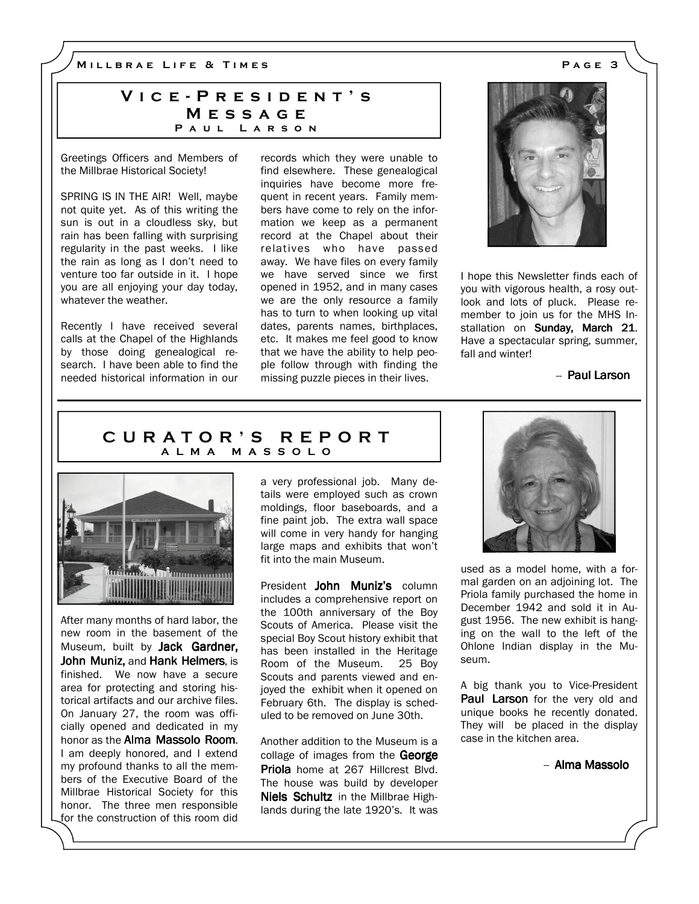## Vice-President's Message

### Paul Larson

Greetings Officers and Members of the Millbrae Historical Society!

SPRING IS IN THE AIR! Well, maybe not quite yet. As of this writing the sun is out in a cloudless sky, but rain has been falling with surprising regularity in the past weeks. I like the rain as long as I don't need to venture too far outside in it. I hope you are all enjoying your day today, whatever the weather.

Recently I have received several calls at the Chapel of the Highlands by those doing genealogical research. I have been able to find the needed historical information in our records which they were unable to find elsewhere. These genealogical inquiries have become more frequent in recent years. Family members have come to rely on the information we keep as a permanent record at the Chapel about their relatives who have passed away. We have files on every family we have served since we first opened in 1952, and in many cases we are the only resource a family has to turn to when looking up vital dates, parents names, birthplaces, etc. It makes me feel good to know that we have the ability to help people follow through with finding the missing puzzle pieces in their lives.

I hope this Newsletter finds each of you with vigorous health, a rosy outlook and lots of pluck. Please remember to join us for the MHS Installation on **Sunday, March 21**. Have a spectacular spring, summer, fall and winter!

-- **Paul Larson**

## Curator's Report

### Alma Massolo

After many months of hard labor, the new room in the basement of the Museum, built by **Jack Gardner, John Muniz,** and **Hank Helmers**, is finished. We now have a secure area for protecting and storing historical artifacts and our archive files. On January 27, the room was officially opened and dedicated in my honor as the **Alma Massolo Room**. I am deeply honored, and I extend my profound thanks to all the members of the Executive Board of the Millbrae Historical Society for this honor. The three men responsible for the construction of this room did a very professional job. Many details were employed such as crown moldings, floor baseboards, and a fine paint job. The extra wall space will come in very handy for hanging large maps and exhibits that won't fit into the main Museum.

President **John Muniz's** column includes a comprehensive report on the 100th anniversary of the Boy Scouts of America. Please visit the special Boy Scout history exhibit that has been installed in the Heritage Room of the Museum. 25 Boy Scouts and parents viewed and enjoyed the exhibit when it opened on February 6th. The display is scheduled to be removed on June 30th.

Another addition to the Museum is a collage of images from the **George Priola** home at 267 Hillcrest Blvd. The house was build by developer **Niels Schultz** in the Millbrae Highlands during the late 1920's. It was used as a model home, with a formal garden on an adjoining lot. The Priola family purchased the home in December 1942 and sold it in August 1956. The new exhibit is hanging on the wall to the left of the Ohlone Indian display in the Museum.

A big thank you to Vice-President **Paul Larson** for the very old and unique books he recently donated. They will be placed in the display case in the kitchen area.

-- **Alma Massolo**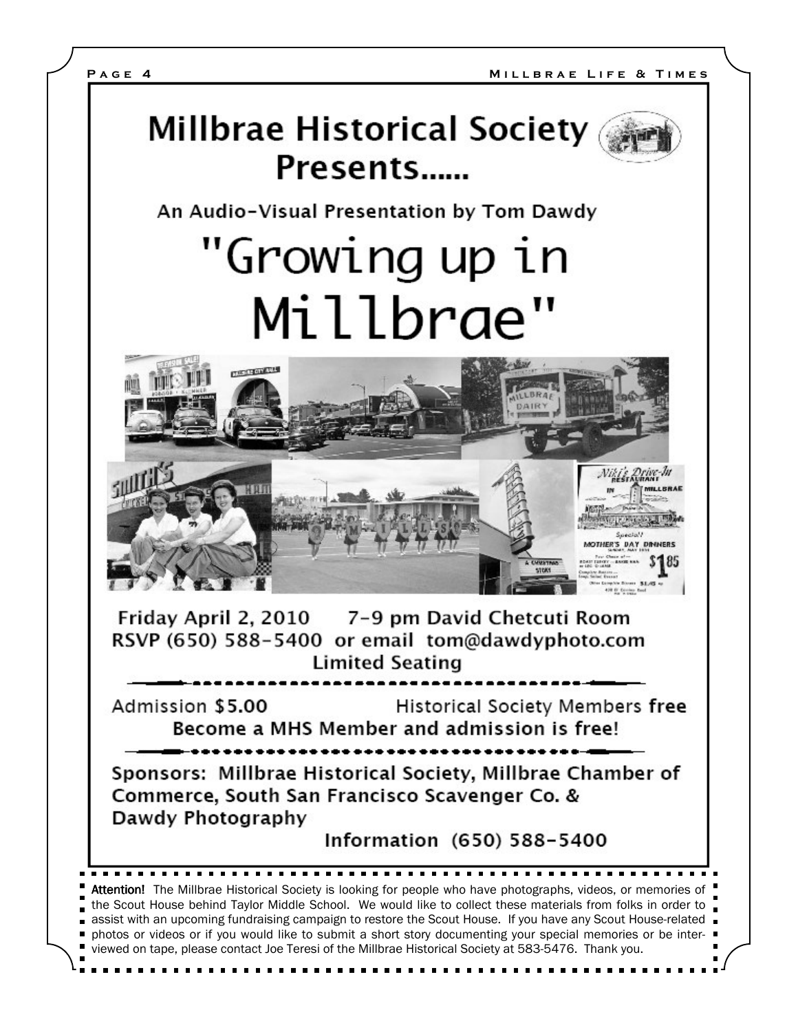# Millbrae Historical Society Presents......

An Audio-Visual Presentation by Tom Dawdy

# "Growing up in Millbrae"

Friday April 2, 2010 7-9 pm David Chetcuti Room
RSVP (650) 588-5400 or email tom@dawdyphoto.com
Limited Seating

Admission $5.00 Historical Society Members **free**
**Become a MHS Member and admission is free!**

**Sponsors: Millbrae Historical Society, Millbrae Chamber of Commerce, South San Francisco Scavenger Co. & Dawdy Photography**

Information (650) 588-5400

**Attention!** The Millbrae Historical Society is looking for people who have photographs, videos, or memories of the Scout House behind Taylor Middle School. We would like to collect these materials from folks in order to assist with an upcoming fundraising campaign to restore the Scout House. If you have any Scout House-related photos or videos or if you would like to submit a short story documenting your special memories or be interviewed on tape, please contact Joe Teresi of the Millbrae Historical Society at 583-5476. Thank you.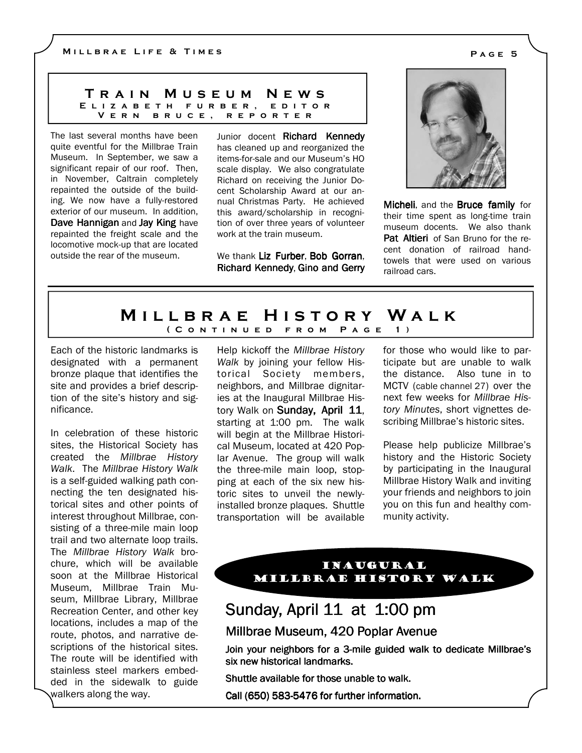## Train Museum News

**Elizabeth Furber, Editor**
**Vern Bruce, Reporter**

The last several months have been quite eventful for the Millbrae Train Museum. In September, we saw a significant repair of our roof. Then, in November, Caltrain completely repainted the outside of the building. We now have a fully-restored exterior of our museum. In addition, **Dave Hannigan** and **Jay King** have repainted the freight scale and the locomotive mock-up that are located outside the rear of the museum.

Junior docent **Richard Kennedy** has cleaned up and reorganized the items-for-sale and our Museum's HO scale display. We also congratulate Richard on receiving the Junior Docent Scholarship Award at our annual Christmas Party. He achieved this award/scholarship in recognition of over three years of volunteer work at the train museum.

We thank **Liz Furber**, **Bob Gorran**, **Richard Kennedy**, **Gino and Gerry Micheli**, and the **Bruce family** for their time spent as long-time train museum docents. We also thank **Pat Altieri** of San Bruno for the recent donation of railroad hand-towels that were used on various railroad cars.

## Millbrae History Walk

**(Continued from Page 1)**

Each of the historic landmarks is designated with a permanent bronze plaque that identifies the site and provides a brief description of the site's history and significance.

In celebration of these historic sites, the Historical Society has created the *Millbrae History Walk*. The *Millbrae History Walk* is a self-guided walking path connecting the ten designated historical sites and other points of interest throughout Millbrae, consisting of a three-mile main loop trail and two alternate loop trails. The *Millbrae History Walk* brochure, which will be available soon at the Millbrae Historical Museum, Millbrae Train Museum, Millbrae Library, Millbrae Recreation Center, and other key locations, includes a map of the route, photos, and narrative descriptions of the historical sites. The route will be identified with stainless steel markers embedded in the sidewalk to guide walkers along the way.

Help kickoff the *Millbrae History Walk* by joining your fellow Historical Society members, neighbors, and Millbrae dignitaries at the Inaugural Millbrae History Walk on **Sunday, April 11**, starting at 1:00 pm. The walk will begin at the Millbrae Historical Museum, located at 420 Poplar Avenue. The group will walk the three-mile main loop, stopping at each of the six new historic sites to unveil the newly-installed bronze plaques. Shuttle transportation will be available for those who would like to participate but are unable to walk the distance. Also tune in to MCTV (cable channel 27) over the next few weeks for *Millbrae History Minutes*, short vignettes describing Millbrae's historic sites.

Please help publicize Millbrae's history and the Historic Society by participating in the Inaugural Millbrae History Walk and inviting your friends and neighbors to join you on this fun and healthy community activity.

### Inaugural Millbrae History Walk

**Sunday, April 11 at 1:00 pm**

**Millbrae Museum, 420 Poplar Avenue**

**Join your neighbors for a 3-mile guided walk to dedicate Millbrae's six new historical landmarks.**

**Shuttle available for those unable to walk.**

**Call (650) 583-5476 for further information.**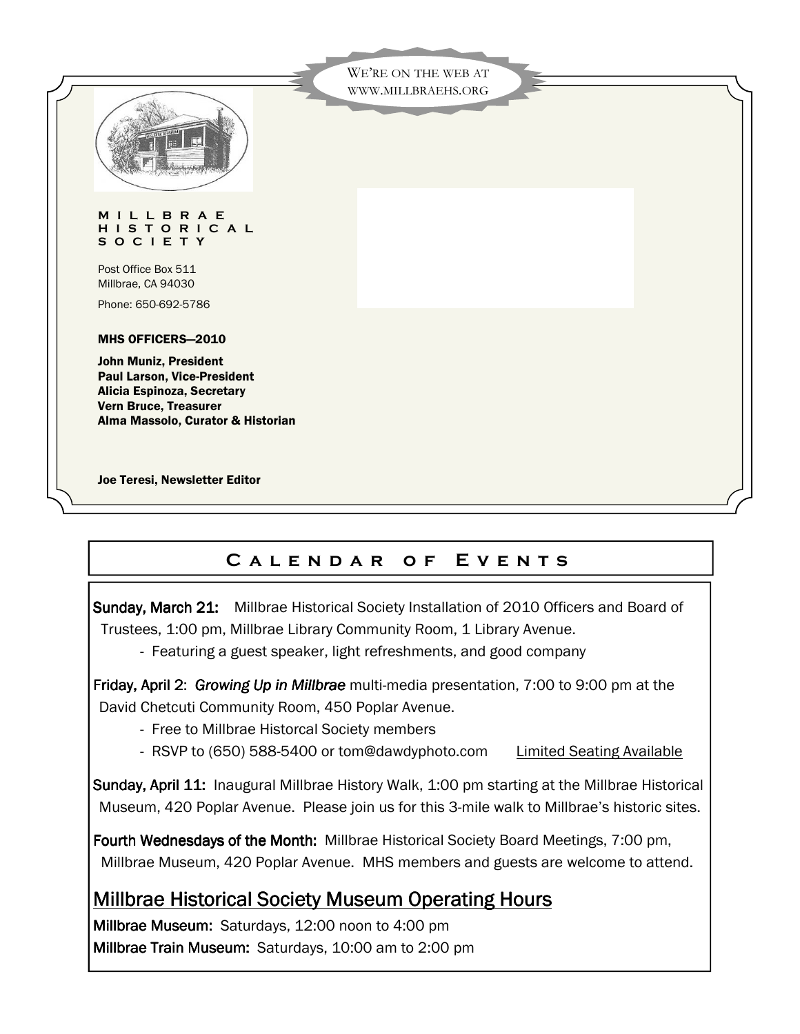WE'RE ON THE WEB AT WWW.MILLBRAEHS.ORG

**MILLBRAE HISTORICAL SOCIETY**

Post Office Box 511
Millbrae, CA 94030

Phone: 650-692-5786

**MHS OFFICERS—2010**

**John Muniz, President**
**Paul Larson, Vice-President**
**Alicia Espinoza, Secretary**
**Vern Bruce, Treasurer**
**Alma Massolo, Curator & Historian**

**Joe Teresi, Newsletter Editor**

## Calendar of Events

**Sunday, March 21:** Millbrae Historical Society Installation of 2010 Officers and Board of Trustees, 1:00 pm, Millbrae Library Community Room, 1 Library Avenue.

- Featuring a guest speaker, light refreshments, and good company

**Friday, April 2**: *Growing Up in Millbrae* multi-media presentation, 7:00 to 9:00 pm at the David Chetcuti Community Room, 450 Poplar Avenue.

- Free to Millbrae Historcal Society members
- RSVP to (650) 588-5400 or tom@dawdyphoto.com     Limited Seating Available

**Sunday, April 11:** Inaugural Millbrae History Walk, 1:00 pm starting at the Millbrae Historical Museum, 420 Poplar Avenue. Please join us for this 3-mile walk to Millbrae's historic sites.

**Fourth Wednesdays of the Month:** Millbrae Historical Society Board Meetings, 7:00 pm, Millbrae Museum, 420 Poplar Avenue. MHS members and guests are welcome to attend.

## Millbrae Historical Society Museum Operating Hours

**Millbrae Museum:** Saturdays, 12:00 noon to 4:00 pm
**Millbrae Train Museum:** Saturdays, 10:00 am to 2:00 pm